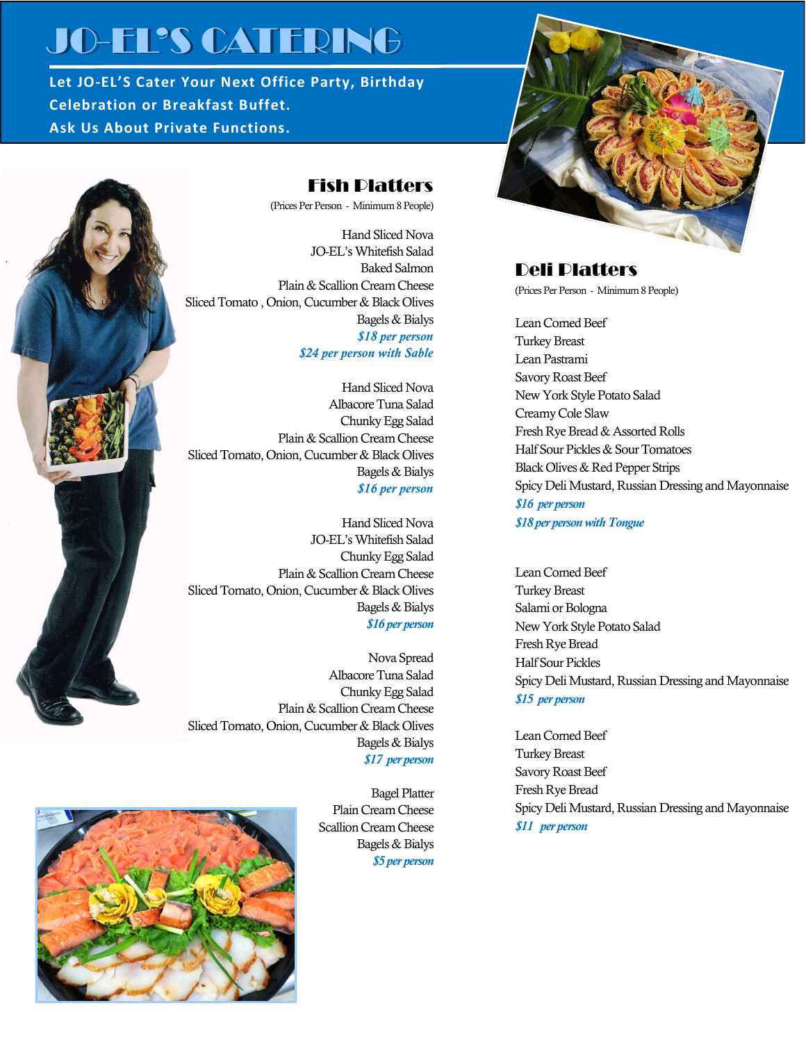# JO-EL'S CATERING

**Let JO-EL'S Cater Your Next Office Party, Birthday Celebration or Breakfast Buffet.**
**Ask Us About Private Functions.**

## Fish Platters

(Prices Per Person - Minimum 8 People)

Hand Sliced Nova
JO-EL's Whitefish Salad
Baked Salmon
Plain & Scallion Cream Cheese
Sliced Tomato , Onion, Cucumber & Black Olives
Bagels & Bialys
*$18 per person*
*$24 per person with Sable*

Hand Sliced Nova
Albacore Tuna Salad
Chunky Egg Salad
Plain & Scallion Cream Cheese
Sliced Tomato, Onion, Cucumber & Black Olives
Bagels & Bialys
*$16 per person*

Hand Sliced Nova
JO-EL's Whitefish Salad
Chunky Egg Salad
Plain & Scallion Cream Cheese
Sliced Tomato, Onion, Cucumber & Black Olives
Bagels & Bialys
*$16 per person*

Nova Spread
Albacore Tuna Salad
Chunky Egg Salad
Plain & Scallion Cream Cheese
Sliced Tomato, Onion, Cucumber & Black Olives
Bagels & Bialys
*$17 per person*

Bagel Platter
Plain Cream Cheese
Scallion Cream Cheese
Bagels & Bialys
*$5 per person*

## Deli Platters

(Prices Per Person - Minimum 8 People)

Lean Corned Beef
Turkey Breast
Lean Pastrami
Savory Roast Beef
New York Style Potato Salad
Creamy Cole Slaw
Fresh Rye Bread & Assorted Rolls
Half Sour Pickles & Sour Tomatoes
Black Olives & Red Pepper Strips
Spicy Deli Mustard, Russian Dressing and Mayonnaise
*$16 per person*
*$18 per person with Tongue*

Lean Corned Beef
Turkey Breast
Salami or Bologna
New York Style Potato Salad
Fresh Rye Bread
Half Sour Pickles
Spicy Deli Mustard, Russian Dressing and Mayonnaise
*$15 per person*

Lean Corned Beef
Turkey Breast
Savory Roast Beef
Fresh Rye Bread
Spicy Deli Mustard, Russian Dressing and Mayonnaise
*$11 per person*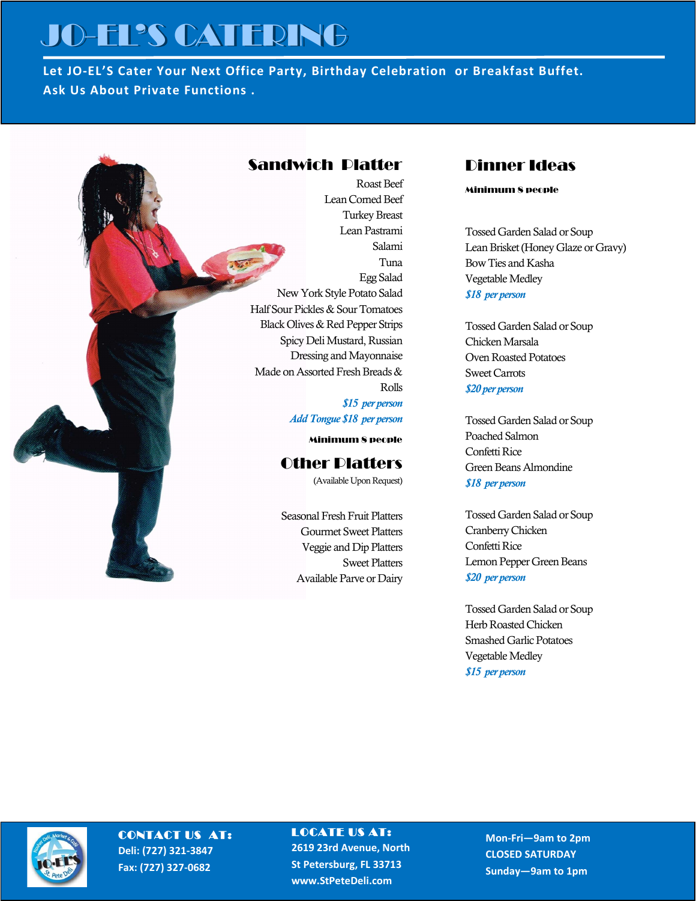# JO-EL'S CATERING

**Let JO-EL'S Cater Your Next Office Party, Birthday Celebration or Breakfast Buffet. Ask Us About Private Functions .**

## Sandwich Platter

Roast Beef
Lean Corned Beef
Turkey Breast
Lean Pastrami
Salami
Tuna
Egg Salad
New York Style Potato Salad
Half Sour Pickles & Sour Tomatoes
Black Olives & Red Pepper Strips
Spicy Deli Mustard, Russian Dressing and Mayonnaise
Made on Assorted Fresh Breads & Rolls

*$15 per person*
*Add Tongue $18 per person*

**Minimum 8 people**

## Other Platters

(Available Upon Request)

Seasonal Fresh Fruit Platters
Gourmet Sweet Platters
Veggie and Dip Platters
Sweet Platters
Available Parve or Dairy

## Dinner Ideas

**Minimum 8 people**

Tossed Garden Salad or Soup
Lean Brisket (Honey Glaze or Gravy)
Bow Ties and Kasha
Vegetable Medley
*$18 per person*

Tossed Garden Salad or Soup
Chicken Marsala
Oven Roasted Potatoes
Sweet Carrots
*$20 per person*

Tossed Garden Salad or Soup
Poached Salmon
Confetti Rice
Green Beans Almondine
*$18 per person*

Tossed Garden Salad or Soup
Cranberry Chicken
Confetti Rice
Lemon Pepper Green Beans
*$20 per person*

Tossed Garden Salad or Soup
Herb Roasted Chicken
Smashed Garlic Potatoes
Vegetable Medley
*$15 per person*

**CONTACT US AT:**
**Deli: (727) 321-3847**
**Fax: (727) 327-0682**

**LOCATE US AT:**
**2619 23rd Avenue, North**
**St Petersburg, FL 33713**
**www.StPeteDeli.com**

**Mon-Fri—9am to 2pm**
**CLOSED SATURDAY**
**Sunday—9am to 1pm**